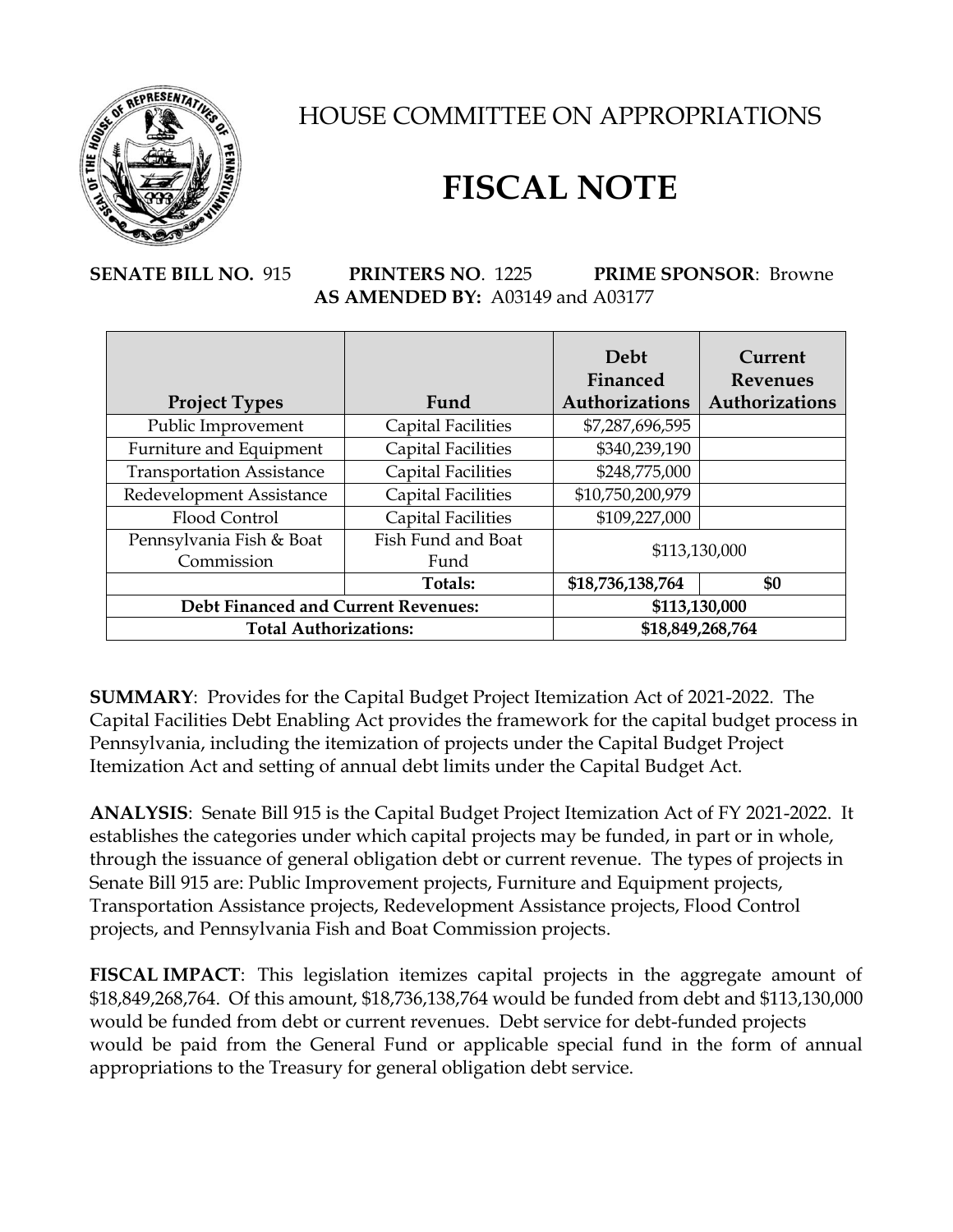# HOUSE COMMITTEE ON APPROPRIATIONS

# FISCAL NOTE

**SENATE BILL NO.** 915 **PRINTERS NO**. 1225 **PRIME SPONSOR**: Browne

**AS AMENDED BY:** A03149 and A03177

| Project Types | Fund | Debt Financed Authorizations | Current Revenues Authorizations |
|---|---|---|---|
| Public Improvement | Capital Facilities | $7,287,696,595 | |
| Furniture and Equipment | Capital Facilities | $340,239,190 | |
| Transportation Assistance | Capital Facilities | $248,775,000 | |
| Redevelopment Assistance | Capital Facilities | $10,750,200,979 | |
| Flood Control | Capital Facilities | $109,227,000 | |
| Pennsylvania Fish & Boat Commission | Fish Fund and Boat Fund | $113,130,000 | |
| | **Totals:** | **$18,736,138,764** | **$0** |
| **Debt Financed and Current Revenues:** | | **$113,130,000** | |
| **Total Authorizations:** | | **$18,849,268,764** | |

**SUMMARY**: Provides for the Capital Budget Project Itemization Act of 2021-2022. The Capital Facilities Debt Enabling Act provides the framework for the capital budget process in Pennsylvania, including the itemization of projects under the Capital Budget Project Itemization Act and setting of annual debt limits under the Capital Budget Act.

**ANALYSIS**: Senate Bill 915 is the Capital Budget Project Itemization Act of FY 2021-2022. It establishes the categories under which capital projects may be funded, in part or in whole, through the issuance of general obligation debt or current revenue. The types of projects in Senate Bill 915 are: Public Improvement projects, Furniture and Equipment projects, Transportation Assistance projects, Redevelopment Assistance projects, Flood Control projects, and Pennsylvania Fish and Boat Commission projects.

**FISCAL IMPACT**: This legislation itemizes capital projects in the aggregate amount of $18,849,268,764. Of this amount, $18,736,138,764 would be funded from debt and $113,130,000 would be funded from debt or current revenues. Debt service for debt-funded projects would be paid from the General Fund or applicable special fund in the form of annual appropriations to the Treasury for general obligation debt service.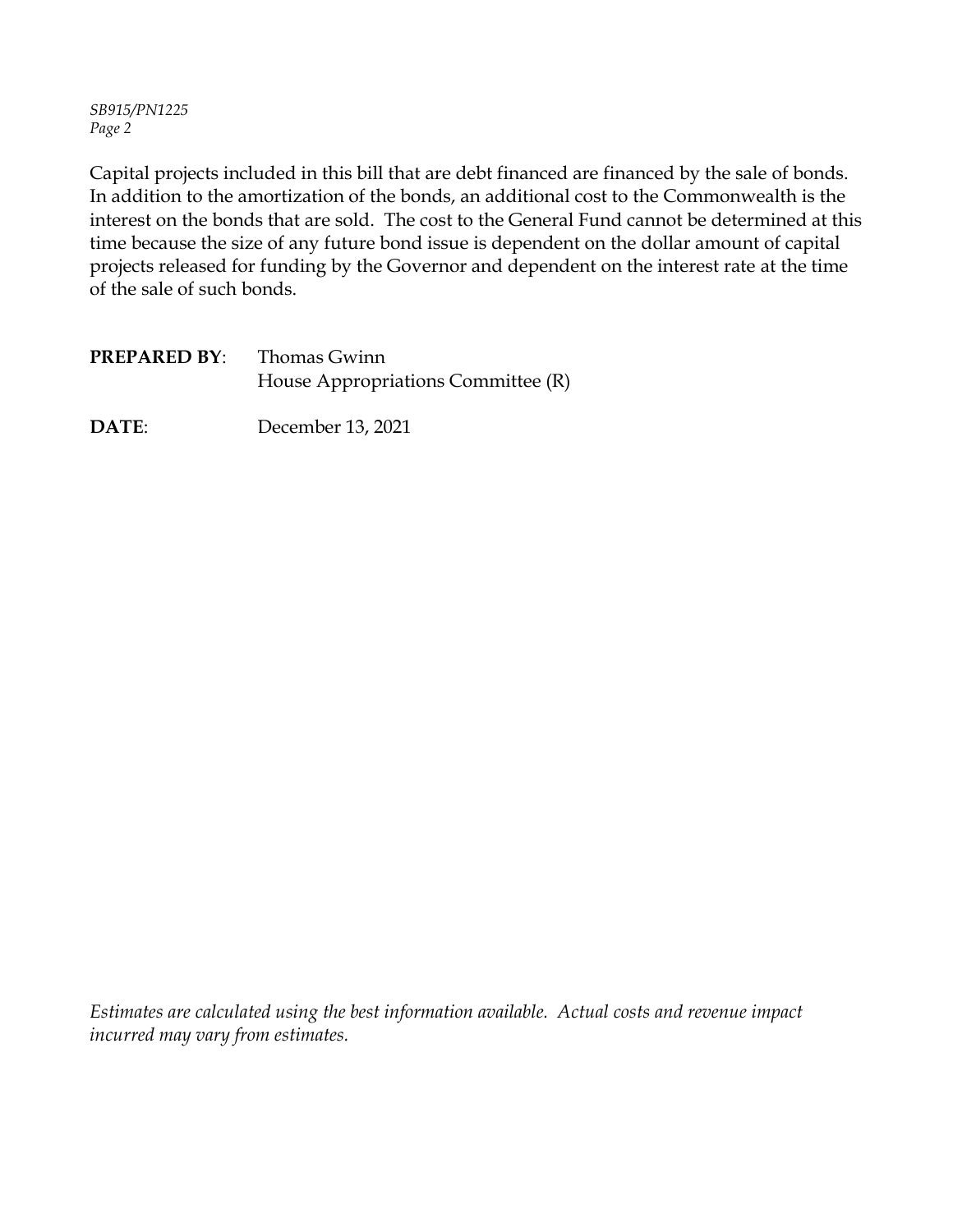Capital projects included in this bill that are debt financed are financed by the sale of bonds. In addition to the amortization of the bonds, an additional cost to the Commonwealth is the interest on the bonds that are sold. The cost to the General Fund cannot be determined at this time because the size of any future bond issue is dependent on the dollar amount of capital projects released for funding by the Governor and dependent on the interest rate at the time of the sale of such bonds.

**PREPARED BY**: Thomas Gwinn
House Appropriations Committee (R)

**DATE**: December 13, 2021

*Estimates are calculated using the best information available. Actual costs and revenue impact incurred may vary from estimates.*